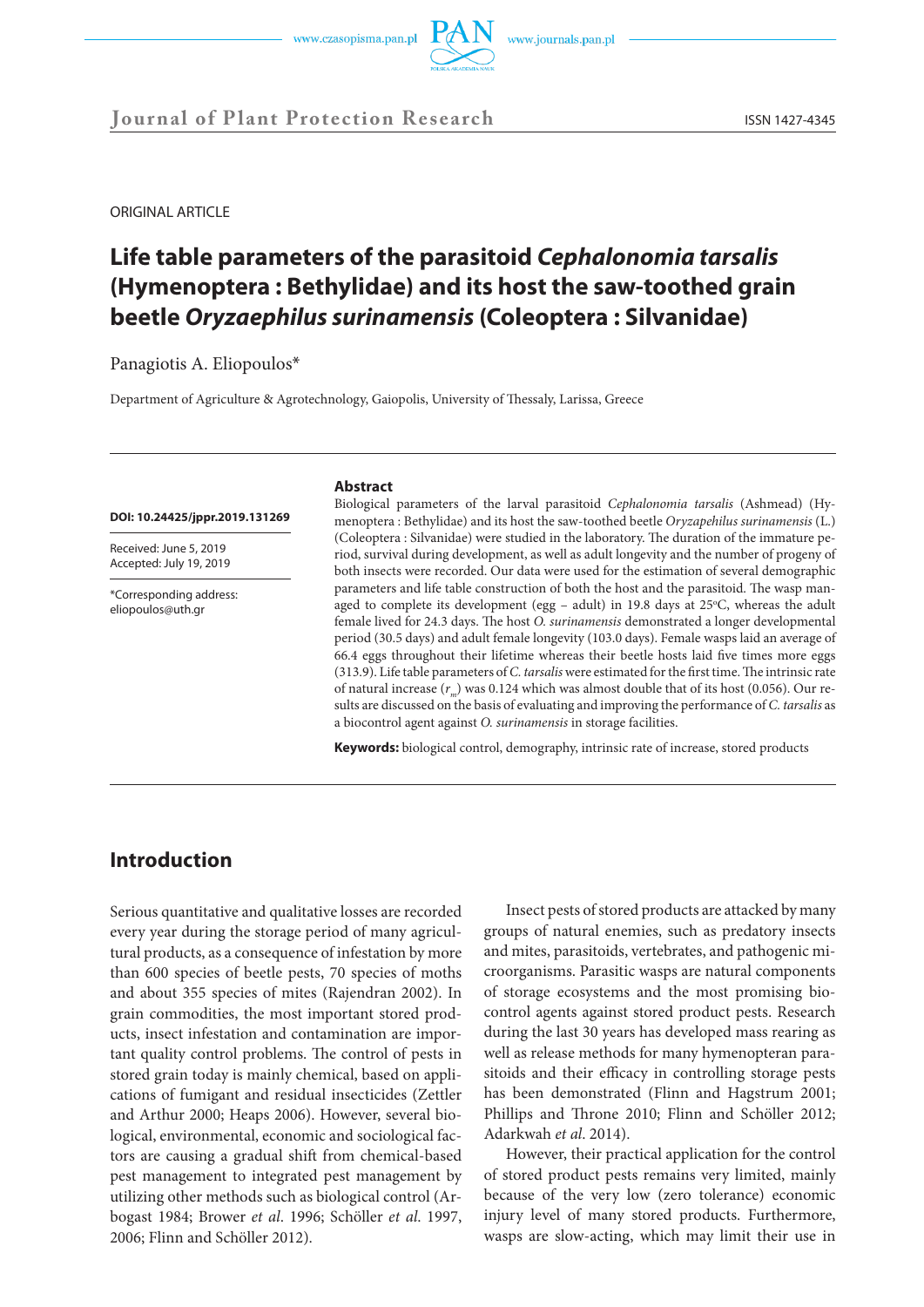ORIGINAL ARTICLE

# Life table parameters of the parasitoid *Cephalonomia tarsalis* (Hymenoptera : Bethylidae) and its host the saw-toothed grain beetle *Oryzaephilus surinamensis* (Coleoptera : Silvanidae)

Panagiotis A. Eliopoulos*

Department of Agriculture & Agrotechnology, Gaiopolis, University of Thessaly, Larissa, Greece

**DOI: 10.24425/jppr.2019.131269**

Received: June 5, 2019
Accepted: July 19, 2019

*Corresponding address:
eliopoulos@uth.gr

### Abstract

Biological parameters of the larval parasitoid *Cephalonomia tarsalis* (Ashmead) (Hymenoptera : Bethylidae) and its host the saw-toothed beetle *Oryzapehilus surinamensis* (L.) (Coleoptera : Silvanidae) were studied in the laboratory. The duration of the immature period, survival during development, as well as adult longevity and the number of progeny of both insects were recorded. Our data were used for the estimation of several demographic parameters and life table construction of both the host and the parasitoid. The wasp managed to complete its development (egg – adult) in 19.8 days at 25°C, whereas the adult female lived for 24.3 days. The host *O. surinamensis* demonstrated a longer developmental period (30.5 days) and adult female longevity (103.0 days). Female wasps laid an average of 66.4 eggs throughout their lifetime whereas their beetle hosts laid five times more eggs (313.9). Life table parameters of *C. tarsalis* were estimated for the first time. The intrinsic rate of natural increase ($r_m$) was 0.124 which was almost double that of its host (0.056). Our results are discussed on the basis of evaluating and improving the performance of *C. tarsalis* as a biocontrol agent against *O. surinamensis* in storage facilities.

**Keywords:** biological control, demography, intrinsic rate of increase, stored products

## Introduction

Serious quantitative and qualitative losses are recorded every year during the storage period of many agricultural products, as a consequence of infestation by more than 600 species of beetle pests, 70 species of moths and about 355 species of mites (Rajendran 2002). In grain commodities, the most important stored products, insect infestation and contamination are important quality control problems. The control of pests in stored grain today is mainly chemical, based on applications of fumigant and residual insecticides (Zettler and Arthur 2000; Heaps 2006). However, several biological, environmental, economic and sociological factors are causing a gradual shift from chemical-based pest management to integrated pest management by utilizing other methods such as biological control (Arbogast 1984; Brower *et al*. 1996; Schöller *et al*. 1997, 2006; Flinn and Schöller 2012).

Insect pests of stored products are attacked by many groups of natural enemies, such as predatory insects and mites, parasitoids, vertebrates, and pathogenic microorganisms. Parasitic wasps are natural components of storage ecosystems and the most promising biocontrol agents against stored product pests. Research during the last 30 years has developed mass rearing as well as release methods for many hymenopteran parasitoids and their efficacy in controlling storage pests has been demonstrated (Flinn and Hagstrum 2001; Phillips and Throne 2010; Flinn and Schöller 2012; Adarkwah *et al*. 2014).

However, their practical application for the control of stored product pests remains very limited, mainly because of the very low (zero tolerance) economic injury level of many stored products. Furthermore, wasps are slow-acting, which may limit their use in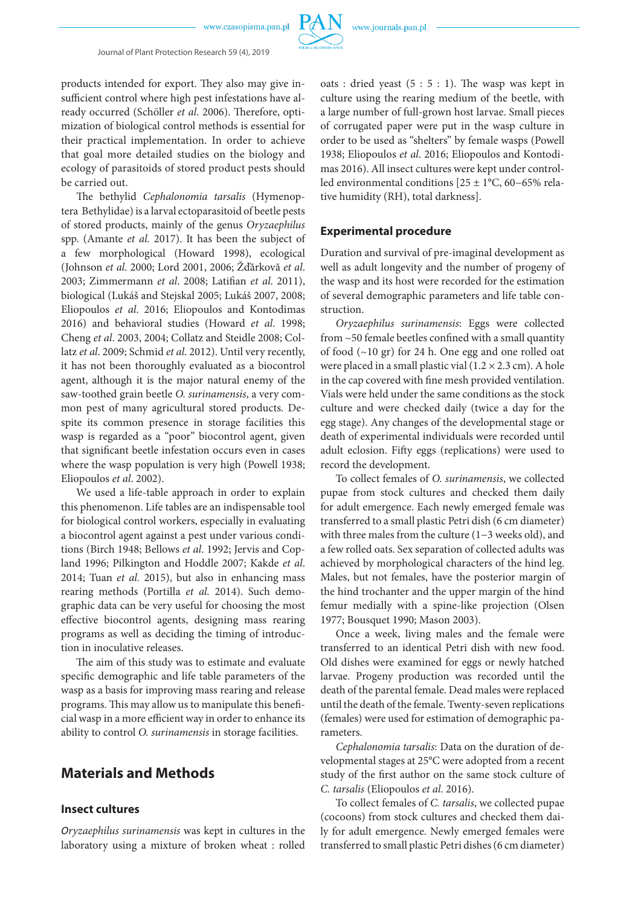products intended for export. They also may give insufficient control where high pest infestations have already occurred (Schöller *et al*. 2006). Therefore, optimization of biological control methods is essential for their practical implementation. In order to achieve that goal more detailed studies on the biology and ecology of parasitoids of stored product pests should be carried out.

The bethylid *Cephalonomia tarsalis* (Hymenoptera Bethylidae) is a larval ectoparasitoid of beetle pests of stored products, mainly of the genus *Oryzaephilus* spp. (Amante *et al.* 2017). It has been the subject of a few morphological (Howard 1998), ecological (Johnson *et al*. 2000; Lord 2001, 2006; Žďárková *et al*. 2003; Zimmermann *et al*. 2008; Latifian *et al*. 2011), biological (Lukáš and Stejskal 2005; Lukáš 2007, 2008; Eliopoulos *et al*. 2016; Eliopoulos and Kontodimas 2016) and behavioral studies (Howard *et al*. 1998; Cheng *et al*. 2003, 2004; Collatz and Steidle 2008; Collatz *et al*. 2009; Schmid *et al*. 2012). Until very recently, it has not been thoroughly evaluated as a biocontrol agent, although it is the major natural enemy of the saw-toothed grain beetle *O. surinamensis*, a very common pest of many agricultural stored products. Despite its common presence in storage facilities this wasp is regarded as a "poor" biocontrol agent, given that significant beetle infestation occurs even in cases where the wasp population is very high (Powell 1938; Eliopoulos *et al*. 2002).

We used a life-table approach in order to explain this phenomenon. Life tables are an indispensable tool for biological control workers, especially in evaluating a biocontrol agent against a pest under various conditions (Birch 1948; Bellows *et al*. 1992; Jervis and Copland 1996; Pilkington and Hoddle 2007; Kakde *et al*. 2014; Tuan *et al.* 2015), but also in enhancing mass rearing methods (Portilla *et al.* 2014). Such demographic data can be very useful for choosing the most effective biocontrol agents, designing mass rearing programs as well as deciding the timing of introduction in inoculative releases.

The aim of this study was to estimate and evaluate specific demographic and life table parameters of the wasp as a basis for improving mass rearing and release programs. This may allow us to manipulate this beneficial wasp in a more efficient way in order to enhance its ability to control *O. surinamensis* in storage facilities.

## Materials and Methods

### Insect cultures

*Oryzaephilus surinamensis* was kept in cultures in the laboratory using a mixture of broken wheat : rolled oats : dried yeast (5 : 5 : 1). The wasp was kept in culture using the rearing medium of the beetle, with a large number of full-grown host larvae. Small pieces of corrugated paper were put in the wasp culture in order to be used as "shelters" by female wasps (Powell 1938; Eliopoulos *et al*. 2016; Eliopoulos and Kontodimas 2016). All insect cultures were kept under controlled environmental conditions [25 ± 1°C, 60–65% relative humidity (RH), total darkness].

### Experimental procedure

Duration and survival of pre-imaginal development as well as adult longevity and the number of progeny of the wasp and its host were recorded for the estimation of several demographic parameters and life table construction.

*Oryzaephilus surinamensis*: Eggs were collected from ~50 female beetles confined with a small quantity of food (~10 gr) for 24 h. One egg and one rolled oat were placed in a small plastic vial (1.2 × 2.3 cm). A hole in the cap covered with fine mesh provided ventilation. Vials were held under the same conditions as the stock culture and were checked daily (twice a day for the egg stage). Any changes of the developmental stage or death of experimental individuals were recorded until adult eclosion. Fifty eggs (replications) were used to record the development.

To collect females of *O. surinamensis*, we collected pupae from stock cultures and checked them daily for adult emergence. Each newly emerged female was transferred to a small plastic Petri dish (6 cm diameter) with three males from the culture (1–3 weeks old), and a few rolled oats. Sex separation of collected adults was achieved by morphological characters of the hind leg. Males, but not females, have the posterior margin of the hind trochanter and the upper margin of the hind femur medially with a spine-like projection (Olsen 1977; Bousquet 1990; Mason 2003).

Once a week, living males and the female were transferred to an identical Petri dish with new food. Old dishes were examined for eggs or newly hatched larvae. Progeny production was recorded until the death of the parental female. Dead males were replaced until the death of the female. Twenty-seven replications (females) were used for estimation of demographic parameters.

*Cephalonomia tarsalis*: Data on the duration of developmental stages at 25°C were adopted from a recent study of the first author on the same stock culture of *C. tarsalis* (Eliopoulos *et al*. 2016).

To collect females of *C. tarsalis*, we collected pupae (cocoons) from stock cultures and checked them daily for adult emergence. Newly emerged females were transferred to small plastic Petri dishes (6 cm diameter)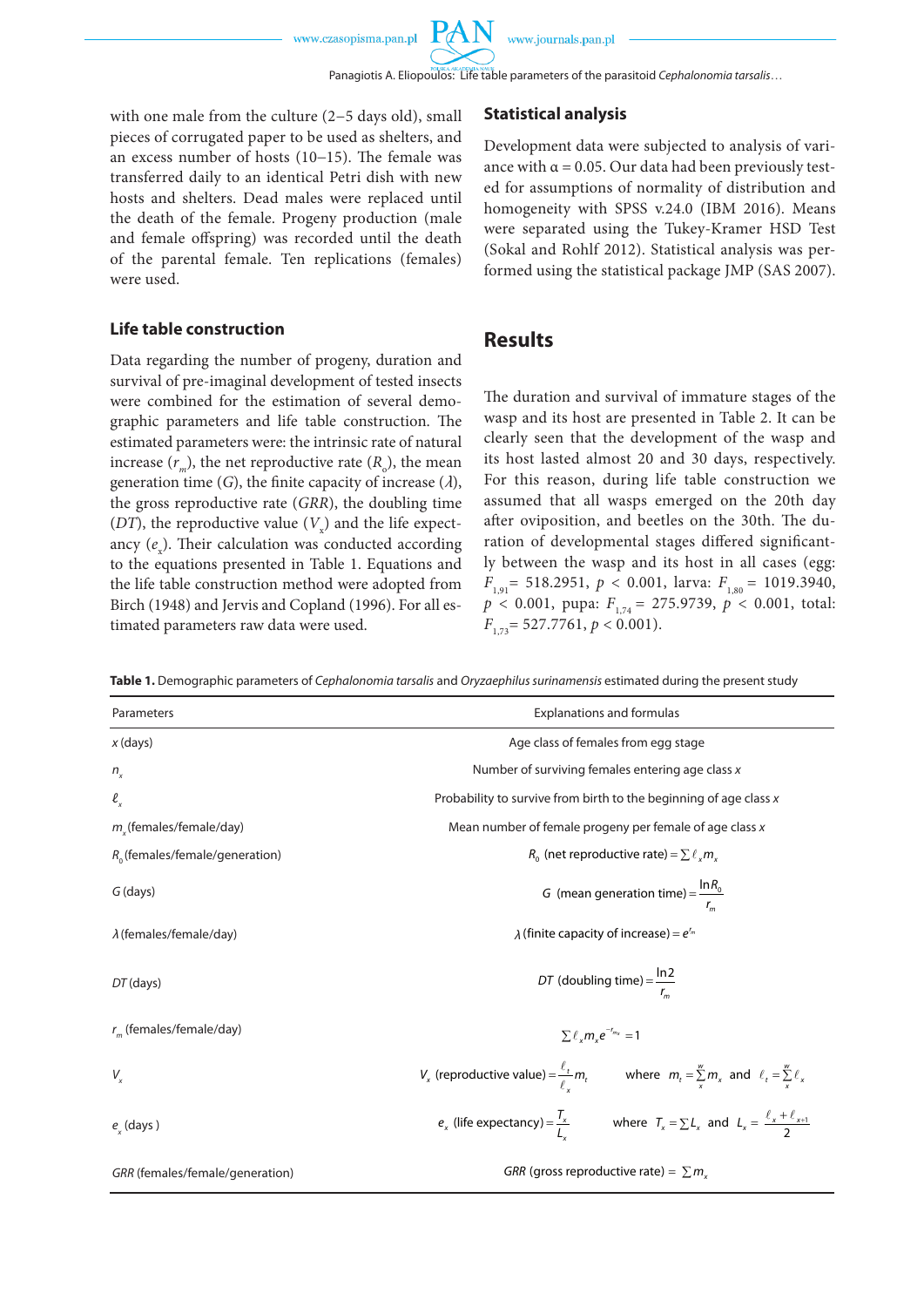with one male from the culture (2–5 days old), small pieces of corrugated paper to be used as shelters, and an excess number of hosts (10–15). The female was transferred daily to an identical Petri dish with new hosts and shelters. Dead males were replaced until the death of the female. Progeny production (male and female offspring) was recorded until the death of the parental female. Ten replications (females) were used.

## Life table construction

Data regarding the number of progeny, duration and survival of pre-imaginal development of tested insects were combined for the estimation of several demographic parameters and life table construction. The estimated parameters were: the intrinsic rate of natural increase ($r_m$), the net reproductive rate ($R_o$), the mean generation time ($G$), the finite capacity of increase ($\lambda$), the gross reproductive rate ($GRR$), the doubling time ($DT$), the reproductive value ($V_x$) and the life expectancy ($e_x$). Their calculation was conducted according to the equations presented in Table 1. Equations and the life table construction method were adopted from Birch (1948) and Jervis and Copland (1996). For all estimated parameters raw data were used.

## Statistical analysis

Development data were subjected to analysis of variance with α = 0.05. Our data had been previously tested for assumptions of normality of distribution and homogeneity with SPSS v.24.0 (IBM 2016). Means were separated using the Tukey-Kramer HSD Test (Sokal and Rohlf 2012). Statistical analysis was performed using the statistical package JMP (SAS 2007).

# Results

The duration and survival of immature stages of the wasp and its host are presented in Table 2. It can be clearly seen that the development of the wasp and its host lasted almost 20 and 30 days, respectively. For this reason, during life table construction we assumed that all wasps emerged on the 20th day after oviposition, and beetles on the 30th. The duration of developmental stages differed significantly between the wasp and its host in all cases (egg: $F_{1,91}$ = 518.2951, $p$ < 0.001, larva: $F_{1,80}$ = 1019.3940, $p$ < 0.001, pupa: $F_{1,74}$ = 275.9739, $p$ < 0.001, total: $F_{1,73}$ = 527.7761, $p$ < 0.001).

**Table 1.** Demographic parameters of *Cephalonomia tarsalis* and *Oryzaephilus surinamensis* estimated during the present study

| Parameters | Explanations and formulas |
|---|---|
| $x$ (days) | Age class of females from egg stage |
| $n_x$ | Number of surviving females entering age class $x$ |
| $\ell_x$ | Probability to survive from birth to the beginning of age class $x$ |
| $m_x$(females/female/day) | Mean number of female progeny per female of age class $x$ |
| $R_0$ (females/female/generation) | $R_0$ (net reproductive rate) $= \sum \ell_x m_x$ |
| $G$ (days) | $G$ (mean generation time) $= \frac{\ln R_0}{r_m}$ |
| $\lambda$ (females/female/day) | $\lambda$ (finite capacity of increase) $= e^{r_m}$ |
| $DT$ (days) | $DT$ (doubling time) $= \frac{\ln 2}{r_m}$ |
| $r_m$ (females/female/day) | $\sum \ell_x m_x e^{-r_m x} = 1$ |
| $V_x$ | $V_x$ (reproductive value) $= \frac{\ell_t}{\ell_x} m_t$ where $m_t = \sum_x^w m_x$ and $\ell_t = \sum_x^w \ell_x$ |
| $e_x$ (days) | $e_x$ (life expectancy) $= \frac{T_x}{L_x}$ where $T_x = \sum L_x$ and $L_x = \frac{\ell_x + \ell_{x+1}}{2}$ |
| $GRR$ (females/female/generation) | $GRR$ (gross reproductive rate) $= \sum m_x$ |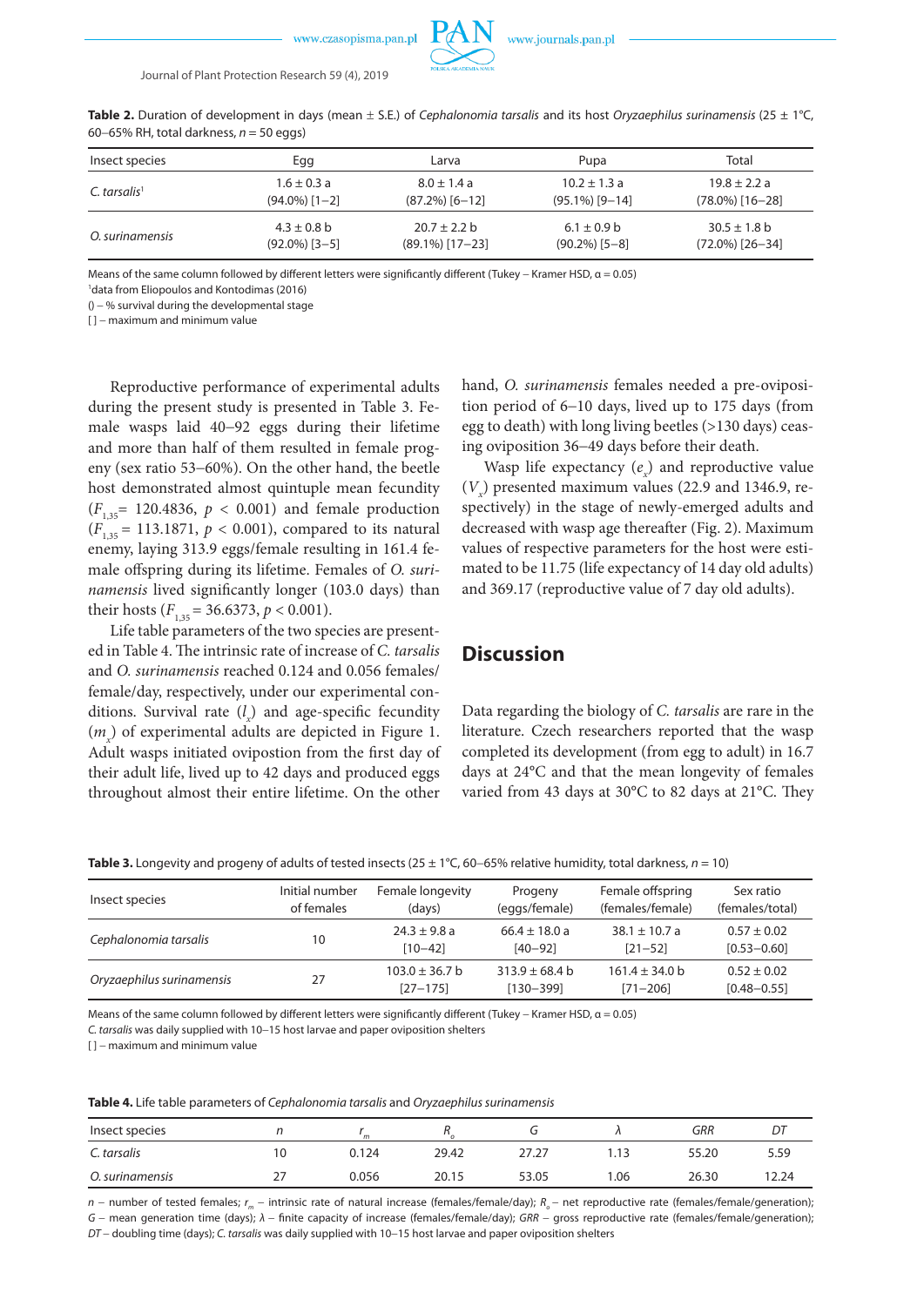**Table 2.** Duration of development in days (mean ± S.E.) of *Cephalonomia tarsalis* and its host *Oryzaephilus surinamensis* (25 ± 1°C, 60–65% RH, total darkness, $n$ = 50 eggs)

| Insect species | Egg | Larva | Pupa | Total |
|---|---|---|---|---|
| *C. tarsalis*[1] | 1.6 ± 0.3 a (94.0%) [1–2] | 8.0 ± 1.4 a (87.2%) [6–12] | 10.2 ± 1.3 a (95.1%) [9–14] | 19.8 ± 2.2 a (78.0%) [16–28] |
| *O. surinamensis* | 4.3 ± 0.8 b (92.0%) [3–5] | 20.7 ± 2.2 b (89.1%) [17–23] | 6.1 ± 0.9 b (90.2%) [5–8] | 30.5 ± 1.8 b (72.0%) [26–34] |

Means of the same column followed by different letters were significantly different (Tukey – Kramer HSD, α = 0.05)
[1]data from Eliopoulos and Kontodimas (2016)
() – % survival during the developmental stage
[ ] – maximum and minimum value

Reproductive performance of experimental adults during the present study is presented in Table 3. Female wasps laid 40–92 eggs during their lifetime and more than half of them resulted in female progeny (sex ratio 53–60%). On the other hand, the beetle host demonstrated almost quintuple mean fecundity ($F_{1,35}$= 120.4836, $p$ < 0.001) and female production ($F_{1,35}$ = 113.1871, $p$ < 0.001), compared to its natural enemy, laying 313.9 eggs/female resulting in 161.4 female offspring during its lifetime. Females of *O. surinamensis* lived significantly longer (103.0 days) than their hosts ($F_{1,35}$ = 36.6373, $p$ < 0.001).

Life table parameters of the two species are presented in Table 4. The intrinsic rate of increase of *C. tarsalis* and *O. surinamensis* reached 0.124 and 0.056 females/female/day, respectively, under our experimental conditions. Survival rate ($l_x$) and age-specific fecundity ($m_x$) of experimental adults are depicted in Figure 1. Adult wasps initiated ovipostion from the first day of their adult life, lived up to 42 days and produced eggs throughout almost their entire lifetime. On the other hand, *O. surinamensis* females needed a pre-oviposition period of 6–10 days, lived up to 175 days (from egg to death) with long living beetles (>130 days) ceasing oviposition 36–49 days before their death.

Wasp life expectancy ($e_x$) and reproductive value ($V_x$) presented maximum values (22.9 and 1346.9, respectively) in the stage of newly-emerged adults and decreased with wasp age thereafter (Fig. 2). Maximum values of respective parameters for the host were estimated to be 11.75 (life expectancy of 14 day old adults) and 369.17 (reproductive value of 7 day old adults).

## Discussion

Data regarding the biology of *C. tarsalis* are rare in the literature. Czech researchers reported that the wasp completed its development (from egg to adult) in 16.7 days at 24°C and that the mean longevity of females varied from 43 days at 30°C to 82 days at 21°C. They

**Table 3.** Longevity and progeny of adults of tested insects (25 ± 1°C, 60–65% relative humidity, total darkness, $n$ = 10)

| Insect species | Initial number of females | Female longevity (days) | Progeny (eggs/female) | Female offspring (females/female) | Sex ratio (females/total) |
|---|---|---|---|---|---|
| *Cephalonomia tarsalis* | 10 | 24.3 ± 9.8 a [10–42] | 66.4 ± 18.0 a [40–92] | 38.1 ± 10.7 a [21–52] | 0.57 ± 0.02 [0.53–0.60] |
| *Oryzaephilus surinamensis* | 27 | 103.0 ± 36.7 b [27–175] | 313.9 ± 68.4 b [130–399] | 161.4 ± 34.0 b [71–206] | 0.52 ± 0.02 [0.48–0.55] |

Means of the same column followed by different letters were significantly different (Tukey – Kramer HSD, α = 0.05)
*C. tarsalis* was daily supplied with 10–15 host larvae and paper oviposition shelters
[ ] – maximum and minimum value

**Table 4.** Life table parameters of *Cephalonomia tarsalis* and *Oryzaephilus surinamensis*

| Insect species | $n$ | $r_m$ | $R_o$ | $G$ | $\lambda$ | $GRR$ | $DT$ |
|---|---|---|---|---|---|---|---|
| *C. tarsalis* | 10 | 0.124 | 29.42 | 27.27 | 1.13 | 55.20 | 5.59 |
| *O. surinamensis* | 27 | 0.056 | 20.15 | 53.05 | 1.06 | 26.30 | 12.24 |

$n$ – number of tested females; $r_m$ – intrinsic rate of natural increase (females/female/day); $R_o$ – net reproductive rate (females/female/generation); $G$ – mean generation time (days); $\lambda$ – finite capacity of increase (females/female/day); $GRR$ – gross reproductive rate (females/female/generation); $DT$ – doubling time (days); *C. tarsalis* was daily supplied with 10–15 host larvae and paper oviposition shelters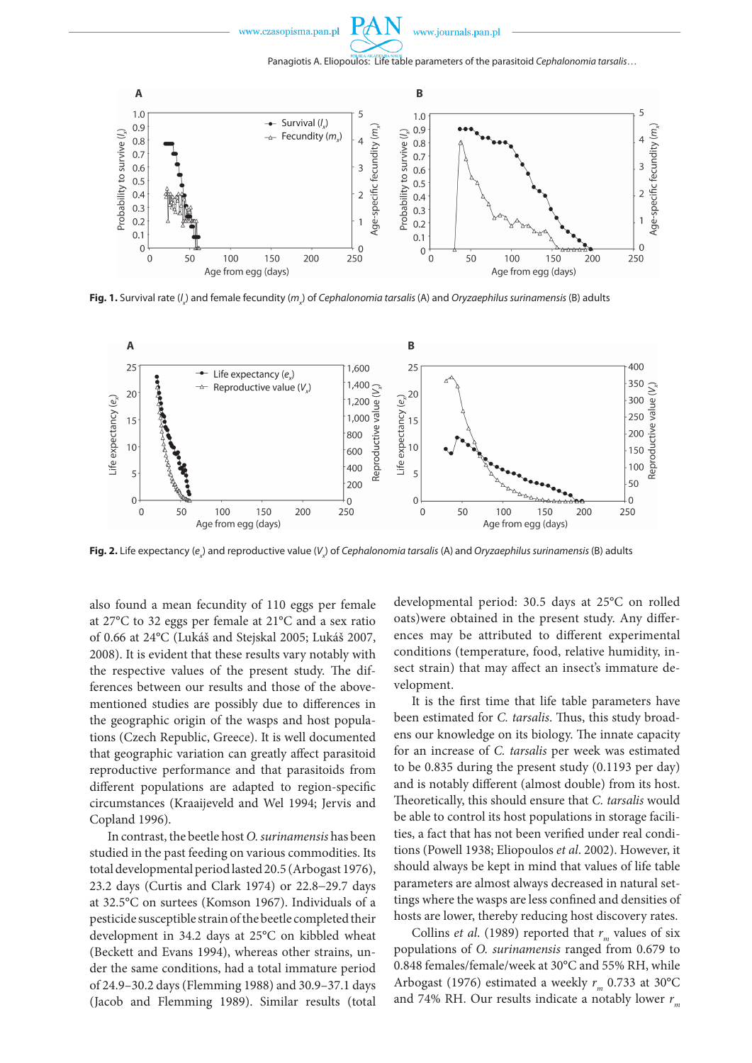**Fig. 1.** Survival rate ($l_x$) and female fecundity ($m_x$) of *Cephalonomia tarsalis* (A) and *Oryzaephilus surinamensis* (B) adults

**Fig. 2.** Life expectancy ($e_x$) and reproductive value ($V_x$) of *Cephalonomia tarsalis* (A) and *Oryzaephilus surinamensis* (B) adults

also found a mean fecundity of 110 eggs per female at 27°C to 32 eggs per female at 21°C and a sex ratio of 0.66 at 24°C (Lukáš and Stejskal 2005; Lukáš 2007, 2008). It is evident that these results vary notably with the respective values of the present study. The differences between our results and those of the above-mentioned studies are possibly due to differences in the geographic origin of the wasps and host populations (Czech Republic, Greece). It is well documented that geographic variation can greatly affect parasitoid reproductive performance and that parasitoids from different populations are adapted to region-specific circumstances (Kraaijeveld and Wel 1994; Jervis and Copland 1996).

In contrast, the beetle host *O. surinamensis* has been studied in the past feeding on various commodities. Its total developmental period lasted 20.5 (Arbogast 1976), 23.2 days (Curtis and Clark 1974) or 22.8–29.7 days at 32.5°C on surtees (Komson 1967). Individuals of a pesticide susceptible strain of the beetle completed their development in 34.2 days at 25°C on kibbled wheat (Beckett and Evans 1994), whereas other strains, under the same conditions, had a total immature period of 24.9–30.2 days (Flemming 1988) and 30.9–37.1 days (Jacob and Flemming 1989). Similar results (total developmental period: 30.5 days at 25°C on rolled oats)were obtained in the present study. Any differences may be attributed to different experimental conditions (temperature, food, relative humidity, insect strain) that may affect an insect's immature development.

It is the first time that life table parameters have been estimated for *C. tarsalis*. Thus, this study broadens our knowledge on its biology. The innate capacity for an increase of *C. tarsalis* per week was estimated to be 0.835 during the present study (0.1193 per day) and is notably different (almost double) from its host. Theoretically, this should ensure that *C. tarsalis* would be able to control its host populations in storage facilities, a fact that has not been verified under real conditions (Powell 1938; Eliopoulos *et al*. 2002). However, it should always be kept in mind that values of life table parameters are almost always decreased in natural settings where the wasps are less confined and densities of hosts are lower, thereby reducing host discovery rates.

Collins *et al*. (1989) reported that $r_m$ values of six populations of *O. surinamensis* ranged from 0.679 to 0.848 females/female/week at 30°C and 55% RH, while Arbogast (1976) estimated a weekly $r_m$ 0.733 at 30°C and 74% RH. Our results indicate a notably lower $r_m$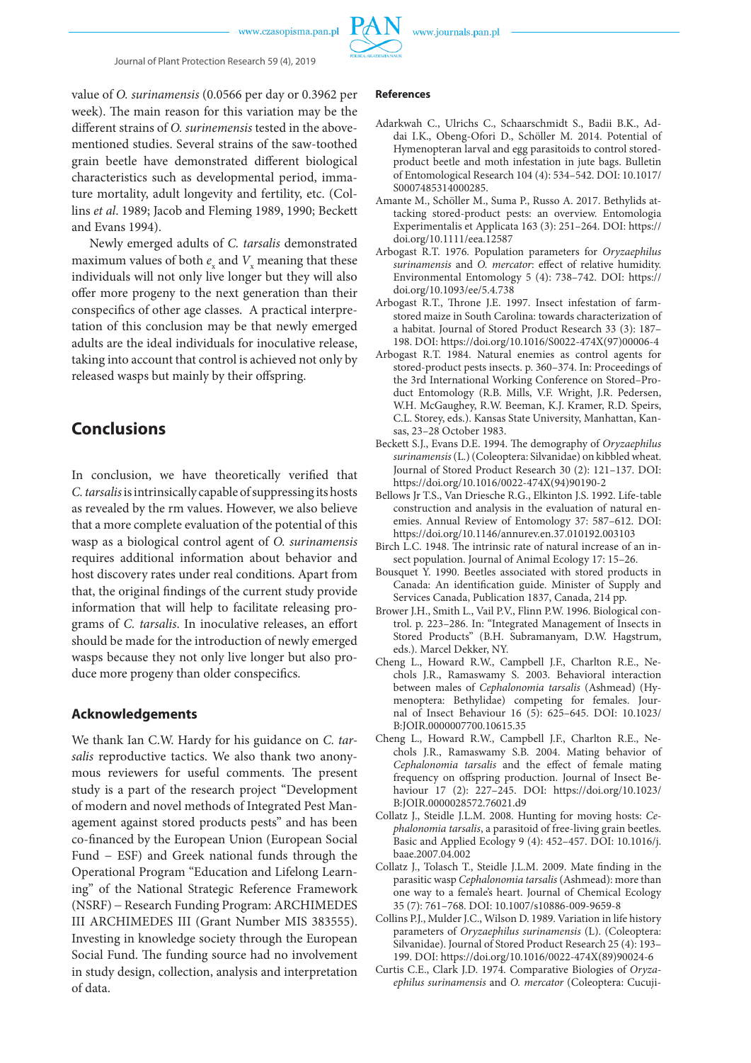value of *O. surinamensis* (0.0566 per day or 0.3962 per week). The main reason for this variation may be the different strains of *O. surinamensis* tested in the above-mentioned studies. Several strains of the saw-toothed grain beetle have demonstrated different biological characteristics such as developmental period, immature mortality, adult longevity and fertility, etc. (Collins *et al.* 1989; Jacob and Fleming 1989, 1990; Beckett and Evans 1994).

Newly emerged adults of *C. tarsalis* demonstrated maximum values of both $e_x$ and $V_x$ meaning that these individuals will not only live longer but they will also offer more progeny to the next generation than their conspecifics of other age classes. A practical interpretation of this conclusion may be that newly emerged adults are the ideal individuals for inoculative release, taking into account that control is achieved not only by released wasps but mainly by their offspring.

## Conclusions

In conclusion, we have theoretically verified that *C. tarsalis* is intrinsically capable of suppressing its hosts as revealed by the rm values. However, we also believe that a more complete evaluation of the potential of this wasp as a biological control agent of *O. surinamensis* requires additional information about behavior and host discovery rates under real conditions. Apart from that, the original findings of the current study provide information that will help to facilitate releasing programs of *C. tarsalis*. In inoculative releases, an effort should be made for the introduction of newly emerged wasps because they not only live longer but also produce more progeny than older conspecifics.

### Acknowledgements

We thank Ian C.W. Hardy for his guidance on *C. tarsalis* reproductive tactics. We also thank two anonymous reviewers for useful comments. The present study is a part of the research project "Development of modern and novel methods of Integrated Pest Management against stored products pests" and has been co-financed by the European Union (European Social Fund – ESF) and Greek national funds through the Operational Program "Education and Lifelong Learning" of the National Strategic Reference Framework (NSRF) – Research Funding Program: ARCHIMEDES III ARCHIMEDES III (Grant Number MIS 383555). Investing in knowledge society through the European Social Fund. The funding source had no involvement in study design, collection, analysis and interpretation of data.

### References

Adarkwah C., Ulrichs C., Schaarschmidt S., Badii B.K., Addai I.K., Obeng-Ofori D., Schöller M. 2014. Potential of Hymenopteran larval and egg parasitoids to control stored-product beetle and moth infestation in jute bags. Bulletin of Entomological Research 104 (4): 534–542. DOI: 10.1017/S0007485314000285.

Amante M., Schöller M., Suma P., Russo A. 2017. Bethylids attacking stored-product pests: an overview. Entomologia Experimentalis et Applicata 163 (3): 251–264. DOI: https://doi.org/10.1111/eea.12587

Arbogast R.T. 1976. Population parameters for *Oryzaephilus surinamensis* and *O. mercator*: effect of relative humidity. Environmental Entomology 5 (4): 738–742. DOI: https://doi.org/10.1093/ee/5.4.738

Arbogast R.T., Throne J.E. 1997. Insect infestation of farm-stored maize in South Carolina: towards characterization of a habitat. Journal of Stored Product Research 33 (3): 187–198. DOI: https://doi.org/10.1016/S0022-474X(97)00006-4

Arbogast R.T. 1984. Natural enemies as control agents for stored-product pests insects. p. 360–374. In: Proceedings of the 3rd International Working Conference on Stored–Product Entomology (R.B. Mills, V.F. Wright, J.R. Pedersen, W.H. McGaughey, R.W. Beeman, K.J. Kramer, R.D. Speirs, C.L. Storey, eds.). Kansas State University, Manhattan, Kansas, 23–28 October 1983.

Beckett S.J., Evans D.E. 1994. The demography of *Oryzaephilus surinamensis* (L.) (Coleoptera: Silvanidae) on kibbled wheat. Journal of Stored Product Research 30 (2): 121–137. DOI: https://doi.org/10.1016/0022-474X(94)90190-2

Bellows Jr T.S., Van Driesche R.G., Elkinton J.S. 1992. Life-table construction and analysis in the evaluation of natural enemies. Annual Review of Entomology 37: 587–612. DOI: https://doi.org/10.1146/annurev.en.37.010192.003103

Birch L.C. 1948. The intrinsic rate of natural increase of an insect population. Journal of Animal Ecology 17: 15–26.

Bousquet Y. 1990. Beetles associated with stored products in Canada: An identification guide. Minister of Supply and Services Canada, Publication 1837, Canada, 214 pp.

Brower J.H., Smith L., Vail P.V., Flinn P.W. 1996. Biological control. p. 223–286. In: "Integrated Management of Insects in Stored Products" (B.H. Subramanyam, D.W. Hagstrum, eds.). Marcel Dekker, NY.

Cheng L., Howard R.W., Campbell J.F., Charlton R.E., Nechols J.R., Ramaswamy S. 2003. Behavioral interaction between males of *Cephalonomia tarsalis* (Ashmead) (Hymenoptera: Bethylidae) competing for females. Journal of Insect Behaviour 16 (5): 625–645. DOI: 10.1023/B:JOIR.0000007700.10615.35

Cheng L., Howard R.W., Campbell J.F., Charlton R.E., Nechols J.R., Ramaswamy S.B. 2004. Mating behavior of *Cephalonomia tarsalis* and the effect of female mating frequency on offspring production. Journal of Insect Behaviour 17 (2): 227–245. DOI: https://doi.org/10.1023/B:JOIR.0000028572.76021.d9

Collatz J., Steidle J.L.M. 2008. Hunting for moving hosts: *Cephalonomia tarsalis*, a parasitoid of free-living grain beetles. Basic and Applied Ecology 9 (4): 452–457. DOI: 10.1016/j.baae.2007.04.002

Collatz J., Tolasch T., Steidle J.L.M. 2009. Mate finding in the parasitic wasp *Cephalonomia tarsalis* (Ashmead): more than one way to a female's heart. Journal of Chemical Ecology 35 (7): 761–768. DOI: 10.1007/s10886-009-9659-8

Collins P.J., Mulder J.C., Wilson D. 1989. Variation in life history parameters of *Oryzaephilus surinamensis* (L). (Coleoptera: Silvanidae). Journal of Stored Product Research 25 (4): 193–199. DOI: https://doi.org/10.1016/0022-474X(89)90024-6

Curtis C.E., Clark J.D. 1974. Comparative Biologies of *Oryzaephilus surinamensis* and *O. mercator* (Coleoptera: Cucuji-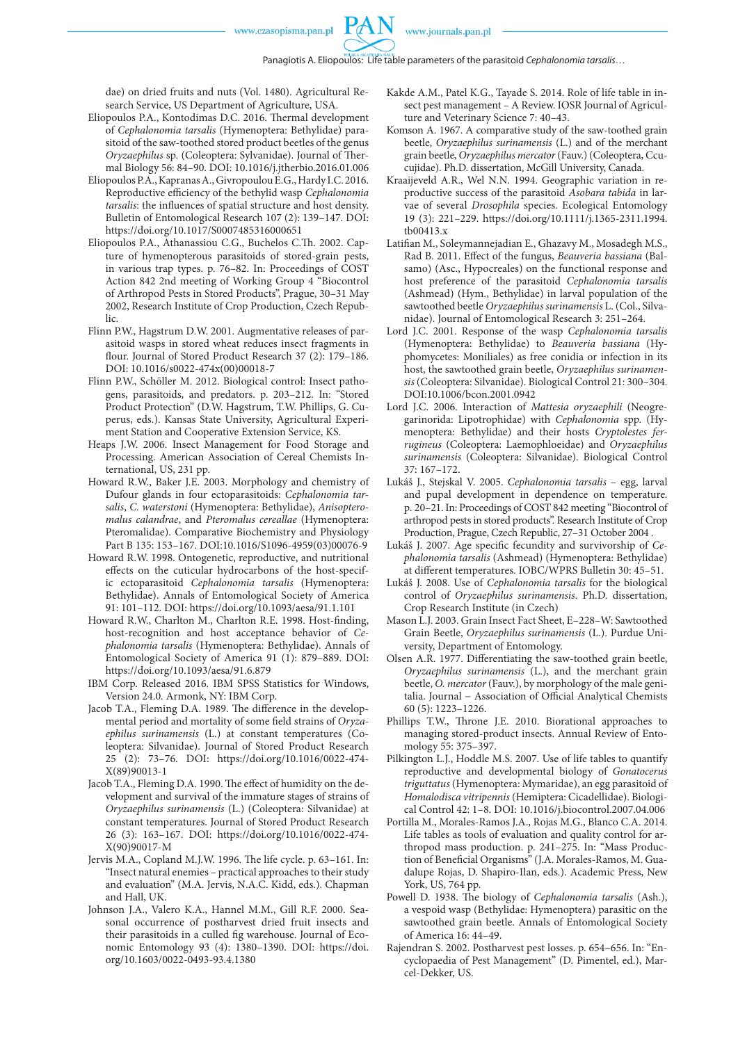dae) on dried fruits and nuts (Vol. 1480). Agricultural Research Service, US Department of Agriculture, USA.

Eliopoulos P.A., Kontodimas D.C. 2016. Thermal development of *Cephalonomia tarsalis* (Hymenoptera: Bethylidae) parasitoid of the saw-toothed store product beetles of the genus *Oryzaephilus* sp. (Coleoptera: Sylvanidae). Journal of Thermal Biology 56: 84–90. DOI: 10.1016/j.jtherbio.2016.01.006

Eliopoulos P.A., Kapranas A., Givropoulou E.G., Hardy I.C. 2016. Reproductive efficiency of the bethylid wasp *Cephalonomia tarsalis*: the influences of spatial structure and host density. Bulletin of Entomological Research 107 (2): 139–147. DOI: https://doi.org/10.1017/S0007485316000651

Eliopoulos P.A., Athanassiou C.G., Buchelos C.Th. 2002. Capture of hymenopterous parasitoids of stored-grain pests, in various trap types. p. 76–82. In: Proceedings of COST Action 842 2nd meeting of Working Group 4 "Biocontrol of Arthropod Pests in Stored Products", Prague, 30–31 May 2002, Research Institute of Crop Production, Czech Republic.

Flinn P.W., Hagstrum D.W. 2001. Augmentative releases of parasitoid wasps in stored wheat reduces insect fragments in flour. Journal of Stored Product Research 37 (2): 179–186. DOI: 10.1016/s0022-474x(00)00018-7

Flinn P.W., Schöller M. 2012. Biological control: Insect pathogens, parasitoids, and predators. p. 203–212. In: "Stored Product Protection" (D.W. Hagstrum, T.W. Phillips, G. Cuperus, eds.). Kansas State University, Agricultural Experiment Station and Cooperative Extension Service, KS.

Heaps J.W. 2006. Insect Management for Food Storage and Processing. American Association of Cereal Chemists International, US, 231 pp.

Howard R.W., Baker J.E. 2003. Morphology and chemistry of Dufour glands in four ectoparasitoids: *Cephalonomia tarsalis*, *C. waterstoni* (Hymenoptera: Bethylidae), *Anisopteromalus calandrae*, and *Pteromalus cereallae* (Hymenoptera: Pteromalidae). Comparative Biochemistry and Physiology Part B 135: 153–167. DOI:10.1016/S1096-4959(03)00076-9

Howard R.W. 1998. Ontogenetic, reproductive, and nutritional effects on the cuticular hydrocarbons of the host-specific ectoparasitoid *Cephalonomia tarsalis* (Hymenoptera: Bethylidae). Annals of Entomological Society of America 91: 101–112. DOI: https://doi.org/10.1093/aesa/91.1.101

Howard R.W., Charlton M., Charlton R.E. 1998. Host-finding, host-recognition and host acceptance behavior of *Cephalonomia tarsalis* (Hymenoptera: Bethylidae). Annals of Entomological Society of America 91 (1): 879–889. DOI: https://doi.org/10.1093/aesa/91.6.879

IBM Corp. Released 2016. IBM SPSS Statistics for Windows, Version 24.0. Armonk, NY: IBM Corp.

Jacob T.A., Fleming D.A. 1989. The difference in the developmental period and mortality of some field strains of *Oryzaephilus surinamensis* (L.) at constant temperatures (Coleoptera: Silvanidae). Journal of Stored Product Research 25 (2): 73–76. DOI: https://doi.org/10.1016/0022-474-X(89)90013-1

Jacob T.A., Fleming D.A. 1990. The effect of humidity on the development and survival of the immature stages of strains of *Oryzaephilus surinamensis* (L.) (Coleoptera: Silvanidae) at constant temperatures. Journal of Stored Product Research 26 (3): 163–167. DOI: https://doi.org/10.1016/0022-474-X(90)90017-M

Jervis M.A., Copland M.J.W. 1996. The life cycle. p. 63–161. In: "Insect natural enemies – practical approaches to their study and evaluation" (M.A. Jervis, N.A.C. Kidd, eds.). Chapman and Hall, UK.

Johnson J.A., Valero K.A., Hannel M.M., Gill R.F. 2000. Seasonal occurrence of postharvest dried fruit insects and their parasitoids in a culled fig warehouse. Journal of Economic Entomology 93 (4): 1380–1390. DOI: https://doi.org/10.1603/0022-0493-93.4.1380

Kakde A.M., Patel K.G., Tayade S. 2014. Role of life table in insect pest management – A Review. IOSR Journal of Agriculture and Veterinary Science 7: 40–43.

Komson A. 1967. A comparative study of the saw-toothed grain beetle, *Oryzaephilus surinamensis* (L.) and of the merchant grain beetle, *Oryzaephilus mercator* (Fauv.) (Coleoptera, Ccucujidae). Ph.D. dissertation, McGill University, Canada.

Kraaijeveld A.R., Wel N.N. 1994. Geographic variation in reproductive success of the parasitoid *Asobara tabida* in larvae of several *Drosophila* species. Ecological Entomology 19 (3): 221–229. https://doi.org/10.1111/j.1365-2311.1994.tb00413.x

Latifian M., Soleymannejadian E., Ghazavy M., Mosadegh M.S., Rad B. 2011. Effect of the fungus, *Beauveria bassiana* (Balsamo) (Asc., Hypocreales) on the functional response and host preference of the parasitoid *Cephalonomia tarsalis* (Ashmead) (Hym., Bethylidae) in larval population of the sawtoothed beetle *Oryzaephilus surinamensis* L. (Col., Silvanidae). Journal of Entomological Research 3: 251–264.

Lord J.C. 2001. Response of the wasp *Cephalonomia tarsalis* (Hymenoptera: Bethylidae) to *Beauveria bassiana* (Hyphomycetes: Moniliales) as free conidia or infection in its host, the sawtoothed grain beetle, *Oryzaephilus surinamensis* (Coleoptera: Silvanidae). Biological Control 21: 300–304. DOI:10.1006/bcon.2001.0942

Lord J.C. 2006. Interaction of *Mattesia oryzaephili* (Neogregarinorida: Lipotrophidae) with *Cephalonomia* spp. (Hymenoptera: Bethylidae) and their hosts *Cryptolestes ferrugineus* (Coleoptera: Laemophloeidae) and *Oryzaephilus surinamensis* (Coleoptera: Silvanidae). Biological Control 37: 167–172.

Lukáš J., Stejskal V. 2005. *Cephalonomia tarsalis* – egg, larval and pupal development in dependence on temperature. p. 20–21. In: Proceedings of COST 842 meeting "Biocontrol of arthropod pests in stored products". Research Institute of Crop Production, Prague, Czech Republic, 27–31 October 2004 .

Lukáš J. 2007. Age specific fecundity and survivorship of *Cephalonomia tarsalis* (Ashmead) (Hymenoptera: Bethylidae) at different temperatures. IOBC/WPRS Bulletin 30: 45–51.

Lukáš J. 2008. Use of *Cephalonomia tarsalis* for the biological control of *Oryzaephilus surinamensis*. Ph.D. dissertation, Crop Research Institute (in Czech)

Mason L.J. 2003. Grain Insect Fact Sheet, E–228–W: Sawtoothed Grain Beetle, *Oryzaephilus surinamensis* (L.). Purdue University, Department of Entomology.

Olsen A.R. 1977. Differentiating the saw-toothed grain beetle, *Oryzaephilus surinamensis* (L.), and the merchant grain beetle, *O. mercator* (Fauv.), by morphology of the male genitalia. Journal – Association of Official Analytical Chemists 60 (5): 1223–1226.

Phillips T.W., Throne J.E. 2010. Biorational approaches to managing stored-product insects. Annual Review of Entomology 55: 375–397.

Pilkington L.J., Hoddle M.S. 2007. Use of life tables to quantify reproductive and developmental biology of *Gonatocerus triguttatus* (Hymenoptera: Mymaridae), an egg parasitoid of *Homalodisca vitripennis* (Hemiptera: Cicadellidae). Biological Control 42: 1–8. DOI: 10.1016/j.biocontrol.2007.04.006

Portilla M., Morales-Ramos J.A., Rojas M.G., Blanco C.A. 2014. Life tables as tools of evaluation and quality control for arthropod mass production. p. 241–275. In: "Mass Production of Beneficial Organisms" (J.A. Morales-Ramos, M. Guadalupe Rojas, D. Shapiro-Ilan, eds.). Academic Press, New York, US, 764 pp.

Powell D. 1938. The biology of *Cephalonomia tarsalis* (Ash.), a vespoid wasp (Bethylidae: Hymenoptera) parasitic on the sawtoothed grain beetle. Annals of Entomological Society of America 16: 44–49.

Rajendran S. 2002. Postharvest pest losses. p. 654–656. In: "Encyclopaedia of Pest Management" (D. Pimentel, ed.), Marcel-Dekker, US.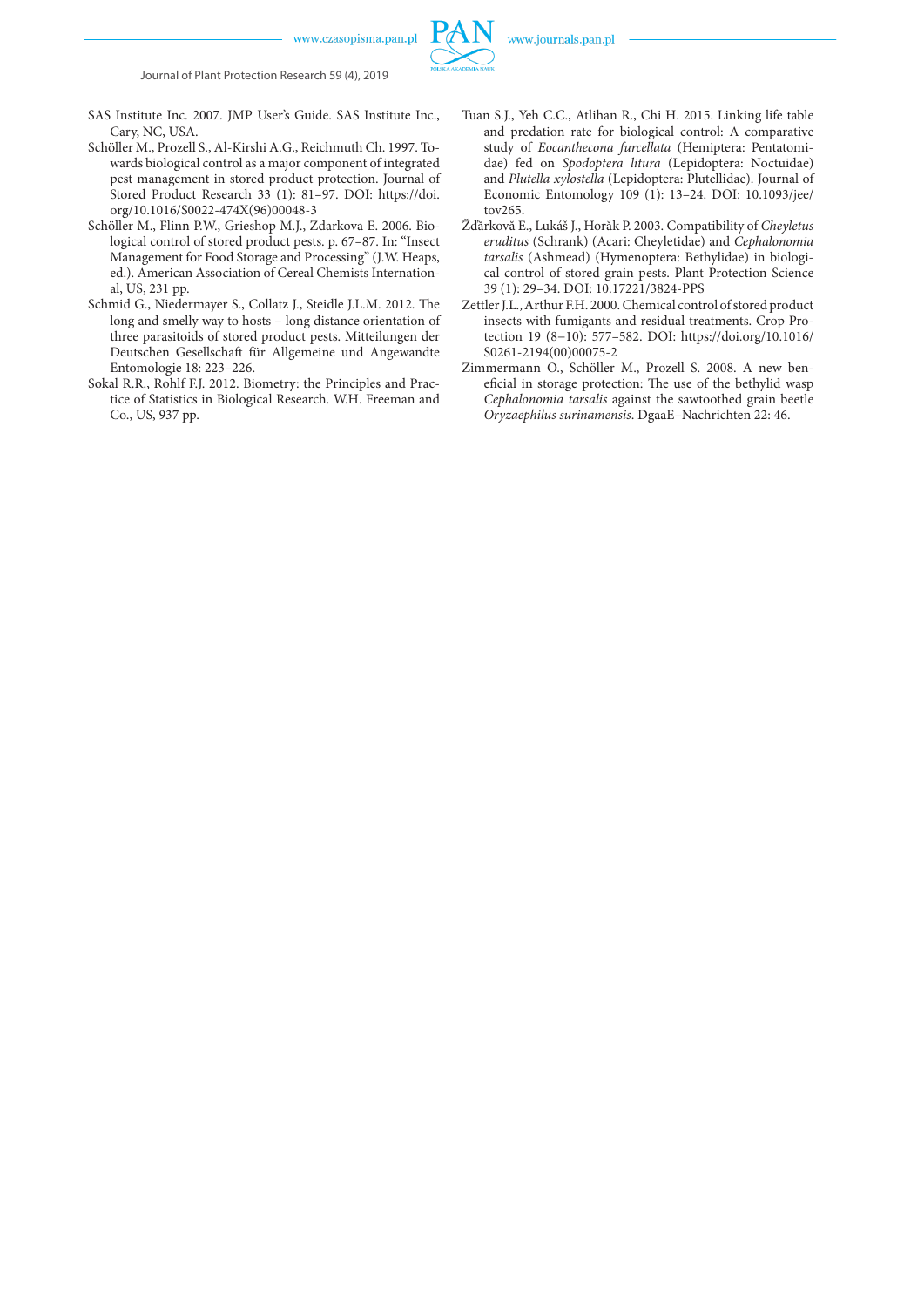SAS Institute Inc. 2007. JMP User's Guide. SAS Institute Inc., Cary, NC, USA.

Schöller M., Prozell S., Al-Kirshi A.G., Reichmuth Ch. 1997. Towards biological control as a major component of integrated pest management in stored product protection. Journal of Stored Product Research 33 (1): 81–97. DOI: https://doi.org/10.1016/S0022-474X(96)00048-3

Schöller M., Flinn P.W., Grieshop M.J., Zdarkova E. 2006. Biological control of stored product pests. p. 67–87. In: "Insect Management for Food Storage and Processing" (J.W. Heaps, ed.). American Association of Cereal Chemists International, US, 231 pp.

Schmid G., Niedermayer S., Collatz J., Steidle J.L.M. 2012. The long and smelly way to hosts – long distance orientation of three parasitoids of stored product pests. Mitteilungen der Deutschen Gesellschaft für Allgemeine und Angewandte Entomologie 18: 223–226.

Sokal R.R., Rohlf F.J. 2012. Biometry: the Principles and Practice of Statistics in Biological Research. W.H. Freeman and Co., US, 937 pp.

Tuan S.J., Yeh C.C., Atlihan R., Chi H. 2015. Linking life table and predation rate for biological control: A comparative study of *Eocanthecona furcellata* (Hemiptera: Pentatomidae) fed on *Spodoptera litura* (Lepidoptera: Noctuidae) and *Plutella xylostella* (Lepidoptera: Plutellidae). Journal of Economic Entomology 109 (1): 13–24. DOI: 10.1093/jee/tov265.

Žďárková E., Lukáš J., Horák P. 2003. Compatibility of *Cheyletus eruditus* (Schrank) (Acari: Cheyletidae) and *Cephalonomia tarsalis* (Ashmead) (Hymenoptera: Bethylidae) in biological control of stored grain pests. Plant Protection Science 39 (1): 29–34. DOI: 10.17221/3824-PPS

Zettler J.L., Arthur F.H. 2000. Chemical control of stored product insects with fumigants and residual treatments. Crop Protection 19 (8–10): 577–582. DOI: https://doi.org/10.1016/S0261-2194(00)00075-2

Zimmermann O., Schöller M., Prozell S. 2008. A new beneficial in storage protection: The use of the bethylid wasp *Cephalonomia tarsalis* against the sawtoothed grain beetle *Oryzaephilus surinamensis*. DgaaE–Nachrichten 22: 46.